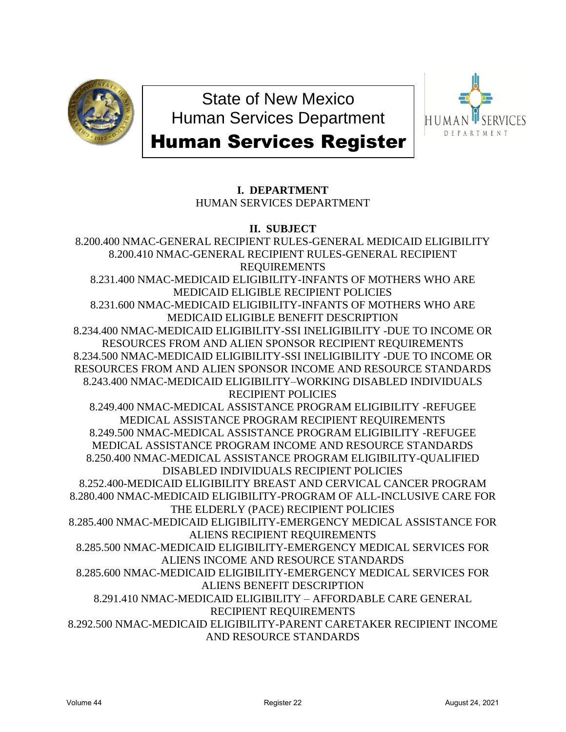State of New Mexico
Human Services Department

# Human Services Register

**I. DEPARTMENT**

HUMAN SERVICES DEPARTMENT

**II. SUBJECT**

8.200.400 NMAC-GENERAL RECIPIENT RULES-GENERAL MEDICAID ELIGIBILITY

8.200.410 NMAC-GENERAL RECIPIENT RULES-GENERAL RECIPIENT REQUIREMENTS

8.231.400 NMAC-MEDICAID ELIGIBILITY-INFANTS OF MOTHERS WHO ARE MEDICAID ELIGIBLE RECIPIENT POLICIES

8.231.600 NMAC-MEDICAID ELIGIBILITY-INFANTS OF MOTHERS WHO ARE MEDICAID ELIGIBLE BENEFIT DESCRIPTION

8.234.400 NMAC-MEDICAID ELIGIBILITY-SSI INELIGIBILITY -DUE TO INCOME OR RESOURCES FROM AND ALIEN SPONSOR RECIPIENT REQUIREMENTS

8.234.500 NMAC-MEDICAID ELIGIBILITY-SSI INELIGIBILITY -DUE TO INCOME OR RESOURCES FROM AND ALIEN SPONSOR INCOME AND RESOURCE STANDARDS

8.243.400 NMAC-MEDICAID ELIGIBILITY–WORKING DISABLED INDIVIDUALS RECIPIENT POLICIES

8.249.400 NMAC-MEDICAL ASSISTANCE PROGRAM ELIGIBILITY -REFUGEE MEDICAL ASSISTANCE PROGRAM RECIPIENT REQUIREMENTS

8.249.500 NMAC-MEDICAL ASSISTANCE PROGRAM ELIGIBILITY -REFUGEE MEDICAL ASSISTANCE PROGRAM INCOME AND RESOURCE STANDARDS

8.250.400 NMAC-MEDICAL ASSISTANCE PROGRAM ELIGIBILITY-QUALIFIED DISABLED INDIVIDUALS RECIPIENT POLICIES

8.252.400-MEDICAID ELIGIBILITY BREAST AND CERVICAL CANCER PROGRAM

8.280.400 NMAC-MEDICAID ELIGIBILITY-PROGRAM OF ALL-INCLUSIVE CARE FOR THE ELDERLY (PACE) RECIPIENT POLICIES

8.285.400 NMAC-MEDICAID ELIGIBILITY-EMERGENCY MEDICAL ASSISTANCE FOR ALIENS RECIPIENT REQUIREMENTS

8.285.500 NMAC-MEDICAID ELIGIBILITY-EMERGENCY MEDICAL SERVICES FOR ALIENS INCOME AND RESOURCE STANDARDS

8.285.600 NMAC-MEDICAID ELIGIBILITY-EMERGENCY MEDICAL SERVICES FOR ALIENS BENEFIT DESCRIPTION

8.291.410 NMAC-MEDICAID ELIGIBILITY – AFFORDABLE CARE GENERAL RECIPIENT REQUIREMENTS

8.292.500 NMAC-MEDICAID ELIGIBILITY-PARENT CARETAKER RECIPIENT INCOME AND RESOURCE STANDARDS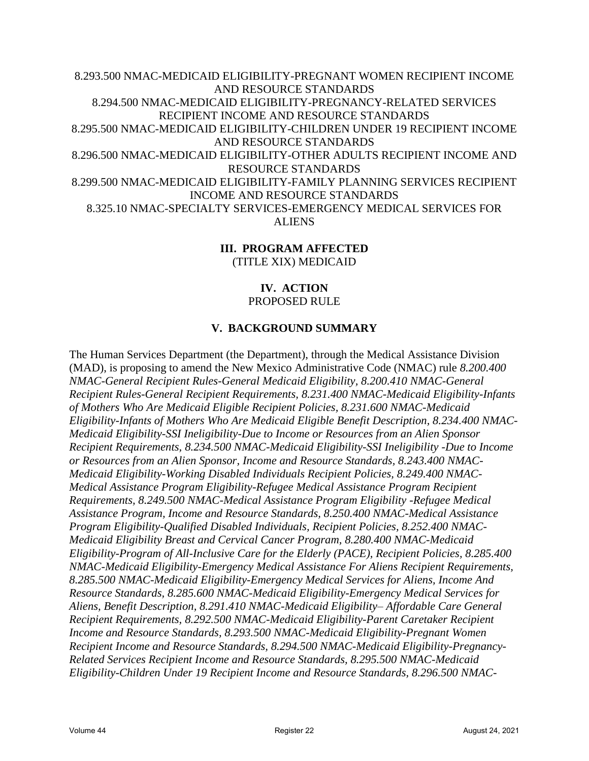8.293.500 NMAC-MEDICAID ELIGIBILITY-PREGNANT WOMEN RECIPIENT INCOME AND RESOURCE STANDARDS
8.294.500 NMAC-MEDICAID ELIGIBILITY-PREGNANCY-RELATED SERVICES RECIPIENT INCOME AND RESOURCE STANDARDS
8.295.500 NMAC-MEDICAID ELIGIBILITY-CHILDREN UNDER 19 RECIPIENT INCOME AND RESOURCE STANDARDS
8.296.500 NMAC-MEDICAID ELIGIBILITY-OTHER ADULTS RECIPIENT INCOME AND RESOURCE STANDARDS
8.299.500 NMAC-MEDICAID ELIGIBILITY-FAMILY PLANNING SERVICES RECIPIENT INCOME AND RESOURCE STANDARDS
8.325.10 NMAC-SPECIALTY SERVICES-EMERGENCY MEDICAL SERVICES FOR ALIENS

## III. PROGRAM AFFECTED

(TITLE XIX) MEDICAID

## IV. ACTION

PROPOSED RULE

## V. BACKGROUND SUMMARY

The Human Services Department (the Department), through the Medical Assistance Division (MAD), is proposing to amend the New Mexico Administrative Code (NMAC) rule *8.200.400 NMAC-General Recipient Rules-General Medicaid Eligibility, 8.200.410 NMAC-General Recipient Rules-General Recipient Requirements, 8.231.400 NMAC-Medicaid Eligibility-Infants of Mothers Who Are Medicaid Eligible Recipient Policies, 8.231.600 NMAC-Medicaid Eligibility-Infants of Mothers Who Are Medicaid Eligible Benefit Description, 8.234.400 NMAC-Medicaid Eligibility-SSI Ineligibility-Due to Income or Resources from an Alien Sponsor Recipient Requirements, 8.234.500 NMAC-Medicaid Eligibility-SSI Ineligibility -Due to Income or Resources from an Alien Sponsor, Income and Resource Standards, 8.243.400 NMAC-Medicaid Eligibility-Working Disabled Individuals Recipient Policies, 8.249.400 NMAC-Medical Assistance Program Eligibility-Refugee Medical Assistance Program Recipient Requirements, 8.249.500 NMAC-Medical Assistance Program Eligibility -Refugee Medical Assistance Program, Income and Resource Standards, 8.250.400 NMAC-Medical Assistance Program Eligibility-Qualified Disabled Individuals, Recipient Policies, 8.252.400 NMAC-Medicaid Eligibility Breast and Cervical Cancer Program, 8.280.400 NMAC-Medicaid Eligibility-Program of All-Inclusive Care for the Elderly (PACE), Recipient Policies, 8.285.400 NMAC-Medicaid Eligibility-Emergency Medical Assistance For Aliens Recipient Requirements, 8.285.500 NMAC-Medicaid Eligibility-Emergency Medical Services for Aliens, Income And Resource Standards, 8.285.600 NMAC-Medicaid Eligibility-Emergency Medical Services for Aliens, Benefit Description, 8.291.410 NMAC-Medicaid Eligibility– Affordable Care General Recipient Requirements, 8.292.500 NMAC-Medicaid Eligibility-Parent Caretaker Recipient Income and Resource Standards, 8.293.500 NMAC-Medicaid Eligibility-Pregnant Women Recipient Income and Resource Standards, 8.294.500 NMAC-Medicaid Eligibility-Pregnancy-Related Services Recipient Income and Resource Standards, 8.295.500 NMAC-Medicaid Eligibility-Children Under 19 Recipient Income and Resource Standards, 8.296.500 NMAC-*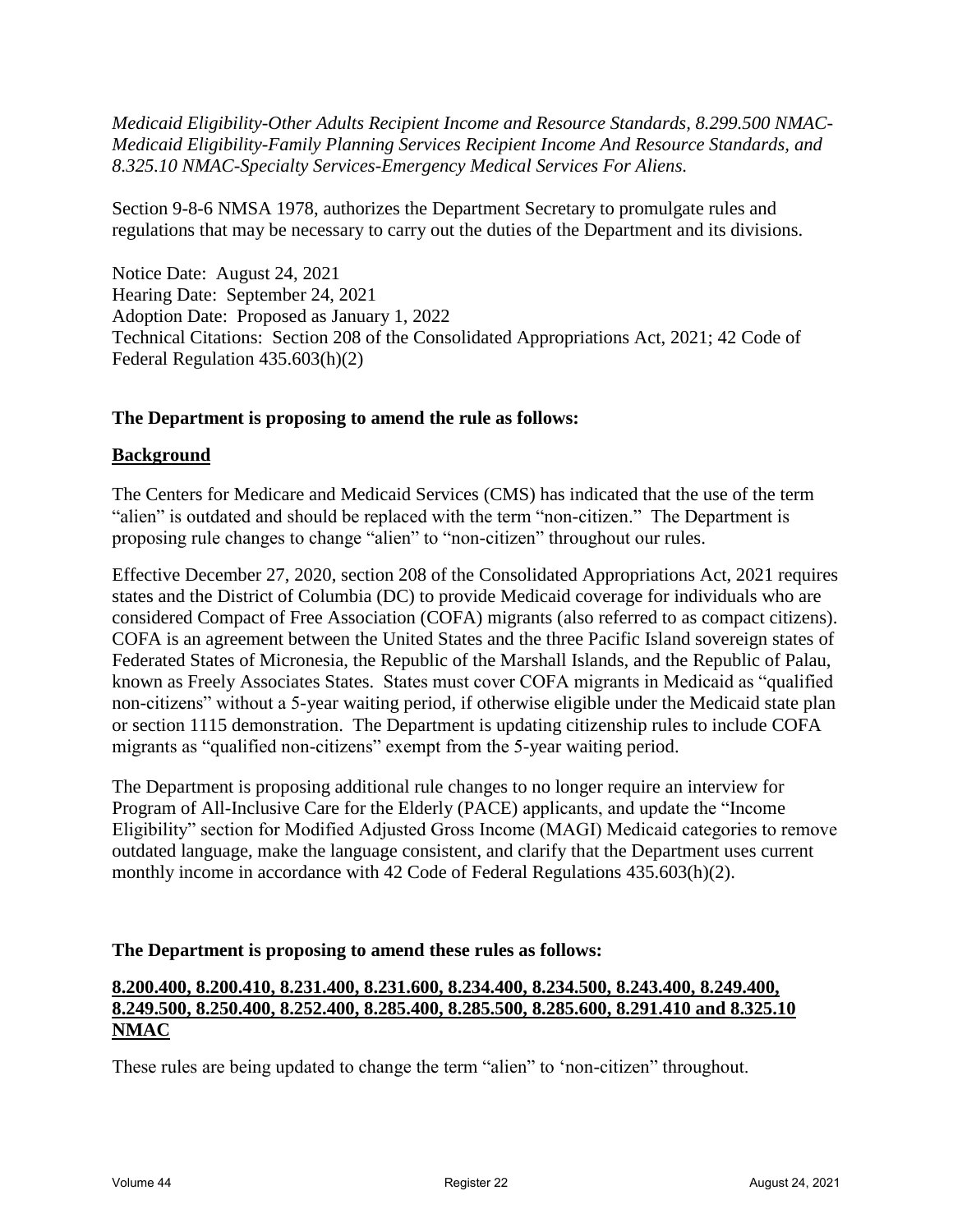*Medicaid Eligibility-Other Adults Recipient Income and Resource Standards, 8.299.500 NMAC-Medicaid Eligibility-Family Planning Services Recipient Income And Resource Standards, and 8.325.10 NMAC-Specialty Services-Emergency Medical Services For Aliens.*

Section 9-8-6 NMSA 1978, authorizes the Department Secretary to promulgate rules and regulations that may be necessary to carry out the duties of the Department and its divisions.

Notice Date: August 24, 2021
Hearing Date: September 24, 2021
Adoption Date: Proposed as January 1, 2022
Technical Citations: Section 208 of the Consolidated Appropriations Act, 2021; 42 Code of Federal Regulation 435.603(h)(2)

**The Department is proposing to amend the rule as follows:**

**Background**

The Centers for Medicare and Medicaid Services (CMS) has indicated that the use of the term "alien" is outdated and should be replaced with the term "non-citizen." The Department is proposing rule changes to change "alien" to "non-citizen" throughout our rules.

Effective December 27, 2020, section 208 of the Consolidated Appropriations Act, 2021 requires states and the District of Columbia (DC) to provide Medicaid coverage for individuals who are considered Compact of Free Association (COFA) migrants (also referred to as compact citizens). COFA is an agreement between the United States and the three Pacific Island sovereign states of Federated States of Micronesia, the Republic of the Marshall Islands, and the Republic of Palau, known as Freely Associates States. States must cover COFA migrants in Medicaid as "qualified non-citizens" without a 5-year waiting period, if otherwise eligible under the Medicaid state plan or section 1115 demonstration. The Department is updating citizenship rules to include COFA migrants as "qualified non-citizens" exempt from the 5-year waiting period.

The Department is proposing additional rule changes to no longer require an interview for Program of All-Inclusive Care for the Elderly (PACE) applicants, and update the "Income Eligibility" section for Modified Adjusted Gross Income (MAGI) Medicaid categories to remove outdated language, make the language consistent, and clarify that the Department uses current monthly income in accordance with 42 Code of Federal Regulations 435.603(h)(2).

**The Department is proposing to amend these rules as follows:**

**8.200.400, 8.200.410, 8.231.400, 8.231.600, 8.234.400, 8.234.500, 8.243.400, 8.249.400, 8.249.500, 8.250.400, 8.252.400, 8.285.400, 8.285.500, 8.285.600, 8.291.410 and 8.325.10 NMAC**

These rules are being updated to change the term "alien" to 'non-citizen" throughout.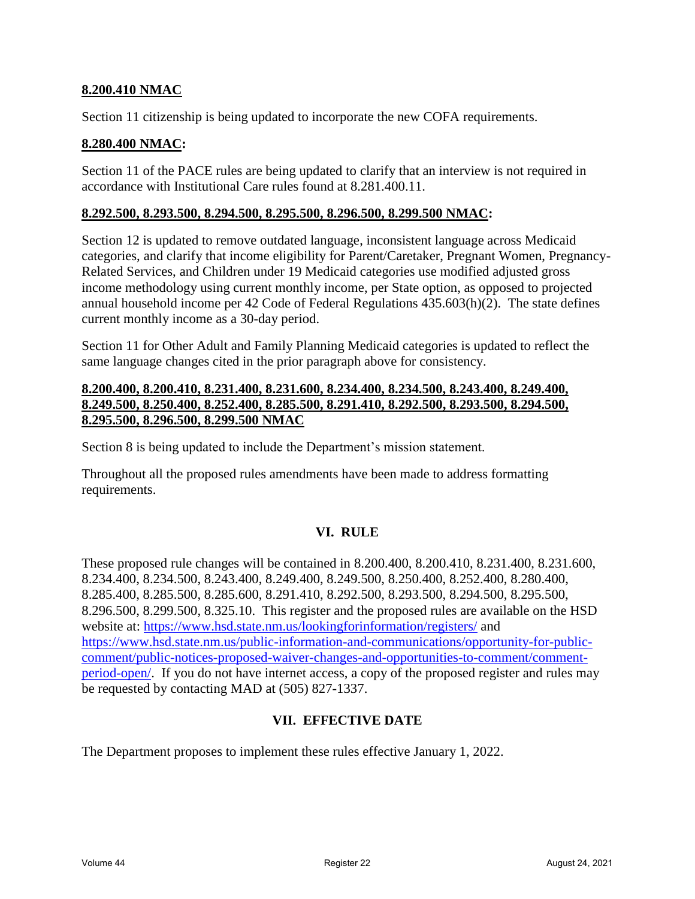**8.200.410 NMAC**

Section 11 citizenship is being updated to incorporate the new COFA requirements.

**8.280.400 NMAC:**

Section 11 of the PACE rules are being updated to clarify that an interview is not required in accordance with Institutional Care rules found at 8.281.400.11.

**8.292.500, 8.293.500, 8.294.500, 8.295.500, 8.296.500, 8.299.500 NMAC:**

Section 12 is updated to remove outdated language, inconsistent language across Medicaid categories, and clarify that income eligibility for Parent/Caretaker, Pregnant Women, Pregnancy-Related Services, and Children under 19 Medicaid categories use modified adjusted gross income methodology using current monthly income, per State option, as opposed to projected annual household income per 42 Code of Federal Regulations 435.603(h)(2). The state defines current monthly income as a 30-day period.

Section 11 for Other Adult and Family Planning Medicaid categories is updated to reflect the same language changes cited in the prior paragraph above for consistency.

**8.200.400, 8.200.410, 8.231.400, 8.231.600, 8.234.400, 8.234.500, 8.243.400, 8.249.400, 8.249.500, 8.250.400, 8.252.400, 8.285.500, 8.291.410, 8.292.500, 8.293.500, 8.294.500, 8.295.500, 8.296.500, 8.299.500 NMAC**

Section 8 is being updated to include the Department's mission statement.

Throughout all the proposed rules amendments have been made to address formatting requirements.

## VI. RULE

These proposed rule changes will be contained in 8.200.400, 8.200.410, 8.231.400, 8.231.600, 8.234.400, 8.234.500, 8.243.400, 8.249.400, 8.249.500, 8.250.400, 8.252.400, 8.280.400, 8.285.400, 8.285.500, 8.285.600, 8.291.410, 8.292.500, 8.293.500, 8.294.500, 8.295.500, 8.296.500, 8.299.500, 8.325.10. This register and the proposed rules are available on the HSD website at: https://www.hsd.state.nm.us/lookingforinformation/registers/ and https://www.hsd.state.nm.us/public-information-and-communications/opportunity-for-public-comment/public-notices-proposed-waiver-changes-and-opportunities-to-comment/comment-period-open/. If you do not have internet access, a copy of the proposed register and rules may be requested by contacting MAD at (505) 827-1337.

## VII. EFFECTIVE DATE

The Department proposes to implement these rules effective January 1, 2022.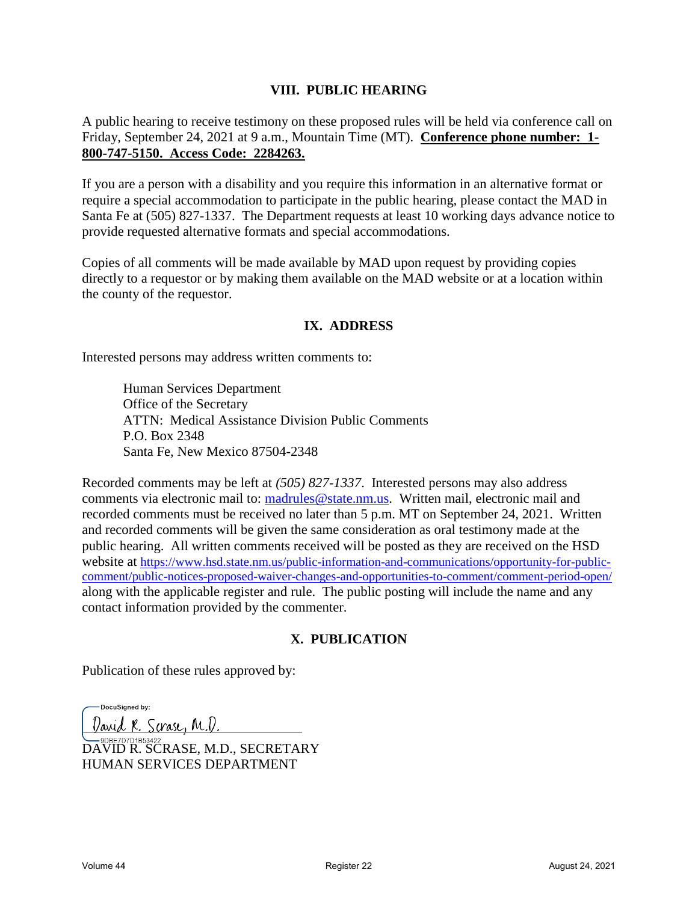## VIII. PUBLIC HEARING

A public hearing to receive testimony on these proposed rules will be held via conference call on Friday, September 24, 2021 at 9 a.m., Mountain Time (MT). **Conference phone number: 1-800-747-5150. Access Code: 2284263.**

If you are a person with a disability and you require this information in an alternative format or require a special accommodation to participate in the public hearing, please contact the MAD in Santa Fe at (505) 827-1337. The Department requests at least 10 working days advance notice to provide requested alternative formats and special accommodations.

Copies of all comments will be made available by MAD upon request by providing copies directly to a requestor or by making them available on the MAD website or at a location within the county of the requestor.

## IX. ADDRESS

Interested persons may address written comments to:

> Human Services Department
> Office of the Secretary
> ATTN: Medical Assistance Division Public Comments
> P.O. Box 2348
> Santa Fe, New Mexico 87504-2348

Recorded comments may be left at *(505) 827-1337*. Interested persons may also address comments via electronic mail to: madrules@state.nm.us. Written mail, electronic mail and recorded comments must be received no later than 5 p.m. MT on September 24, 2021. Written and recorded comments will be given the same consideration as oral testimony made at the public hearing. All written comments received will be posted as they are received on the HSD website at https://www.hsd.state.nm.us/public-information-and-communications/opportunity-for-public-comment/public-notices-proposed-waiver-changes-and-opportunities-to-comment/comment-period-open/ along with the applicable register and rule. The public posting will include the name and any contact information provided by the commenter.

## X. PUBLICATION

Publication of these rules approved by:

DocuSigned by:
David R. Scrase, M.D.
9DBE7D7D1853422
DAVID R. SCRASE, M.D., SECRETARY
HUMAN SERVICES DEPARTMENT